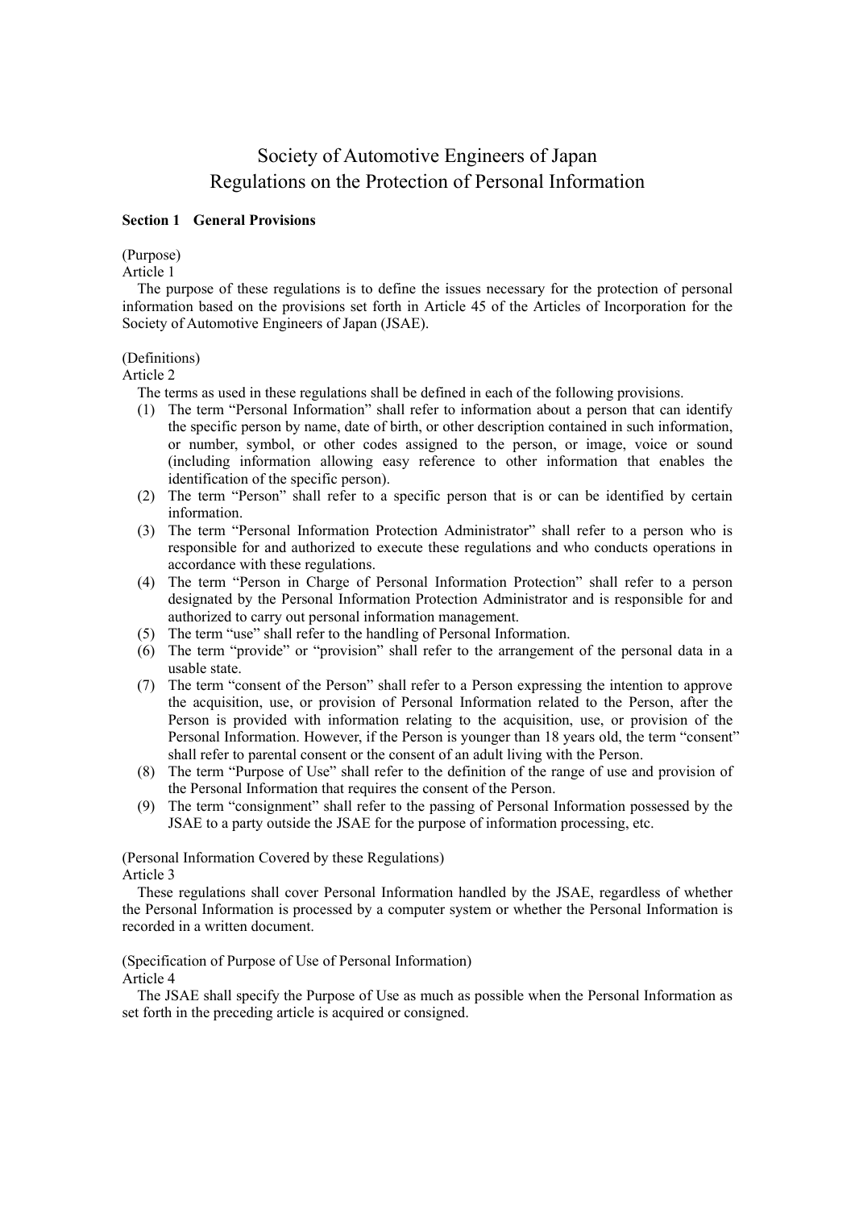# Society of Automotive Engineers of Japan
# Regulations on the Protection of Personal Information

## Section 1 General Provisions

(Purpose)
Article 1

The purpose of these regulations is to define the issues necessary for the protection of personal information based on the provisions set forth in Article 45 of the Articles of Incorporation for the Society of Automotive Engineers of Japan (JSAE).

(Definitions)
Article 2

The terms as used in these regulations shall be defined in each of the following provisions.

(1) The term "Personal Information" shall refer to information about a person that can identify the specific person by name, date of birth, or other description contained in such information, or number, symbol, or other codes assigned to the person, or image, voice or sound (including information allowing easy reference to other information that enables the identification of the specific person).
(2) The term "Person" shall refer to a specific person that is or can be identified by certain information.
(3) The term "Personal Information Protection Administrator" shall refer to a person who is responsible for and authorized to execute these regulations and who conducts operations in accordance with these regulations.
(4) The term "Person in Charge of Personal Information Protection" shall refer to a person designated by the Personal Information Protection Administrator and is responsible for and authorized to carry out personal information management.
(5) The term "use" shall refer to the handling of Personal Information.
(6) The term "provide" or "provision" shall refer to the arrangement of the personal data in a usable state.
(7) The term "consent of the Person" shall refer to a Person expressing the intention to approve the acquisition, use, or provision of Personal Information related to the Person, after the Person is provided with information relating to the acquisition, use, or provision of the Personal Information. However, if the Person is younger than 18 years old, the term "consent" shall refer to parental consent or the consent of an adult living with the Person.
(8) The term "Purpose of Use" shall refer to the definition of the range of use and provision of the Personal Information that requires the consent of the Person.
(9) The term "consignment" shall refer to the passing of Personal Information possessed by the JSAE to a party outside the JSAE for the purpose of information processing, etc.

(Personal Information Covered by these Regulations)
Article 3

These regulations shall cover Personal Information handled by the JSAE, regardless of whether the Personal Information is processed by a computer system or whether the Personal Information is recorded in a written document.

(Specification of Purpose of Use of Personal Information)
Article 4

The JSAE shall specify the Purpose of Use as much as possible when the Personal Information as set forth in the preceding article is acquired or consigned.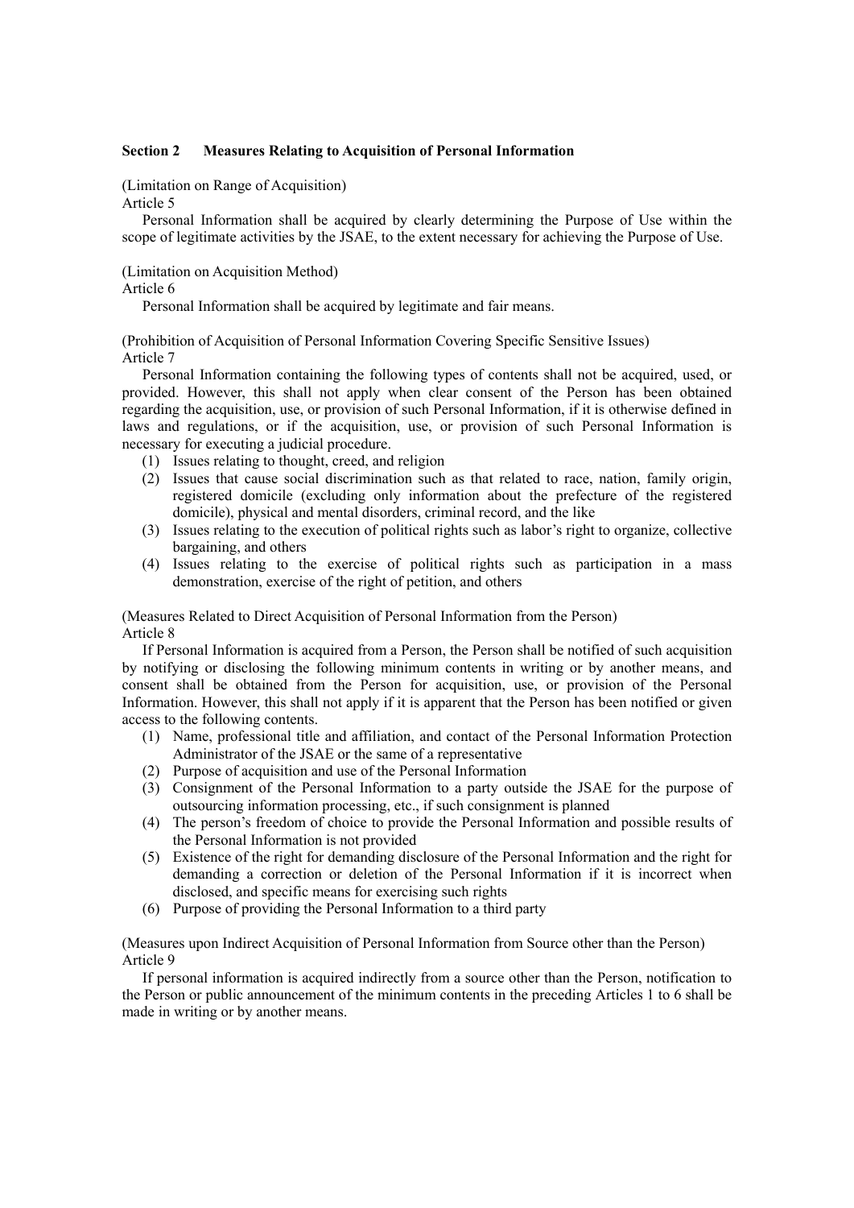## Section 2 Measures Relating to Acquisition of Personal Information

(Limitation on Range of Acquisition)
Article 5

Personal Information shall be acquired by clearly determining the Purpose of Use within the scope of legitimate activities by the JSAE, to the extent necessary for achieving the Purpose of Use.

(Limitation on Acquisition Method)
Article 6

Personal Information shall be acquired by legitimate and fair means.

(Prohibition of Acquisition of Personal Information Covering Specific Sensitive Issues)
Article 7

Personal Information containing the following types of contents shall not be acquired, used, or provided. However, this shall not apply when clear consent of the Person has been obtained regarding the acquisition, use, or provision of such Personal Information, if it is otherwise defined in laws and regulations, or if the acquisition, use, or provision of such Personal Information is necessary for executing a judicial procedure.

(1) Issues relating to thought, creed, and religion
(2) Issues that cause social discrimination such as that related to race, nation, family origin, registered domicile (excluding only information about the prefecture of the registered domicile), physical and mental disorders, criminal record, and the like
(3) Issues relating to the execution of political rights such as labor's right to organize, collective bargaining, and others
(4) Issues relating to the exercise of political rights such as participation in a mass demonstration, exercise of the right of petition, and others

(Measures Related to Direct Acquisition of Personal Information from the Person)
Article 8

If Personal Information is acquired from a Person, the Person shall be notified of such acquisition by notifying or disclosing the following minimum contents in writing or by another means, and consent shall be obtained from the Person for acquisition, use, or provision of the Personal Information. However, this shall not apply if it is apparent that the Person has been notified or given access to the following contents.

(1) Name, professional title and affiliation, and contact of the Personal Information Protection Administrator of the JSAE or the same of a representative
(2) Purpose of acquisition and use of the Personal Information
(3) Consignment of the Personal Information to a party outside the JSAE for the purpose of outsourcing information processing, etc., if such consignment is planned
(4) The person's freedom of choice to provide the Personal Information and possible results of the Personal Information is not provided
(5) Existence of the right for demanding disclosure of the Personal Information and the right for demanding a correction or deletion of the Personal Information if it is incorrect when disclosed, and specific means for exercising such rights
(6) Purpose of providing the Personal Information to a third party

(Measures upon Indirect Acquisition of Personal Information from Source other than the Person)
Article 9

If personal information is acquired indirectly from a source other than the Person, notification to the Person or public announcement of the minimum contents in the preceding Articles 1 to 6 shall be made in writing or by another means.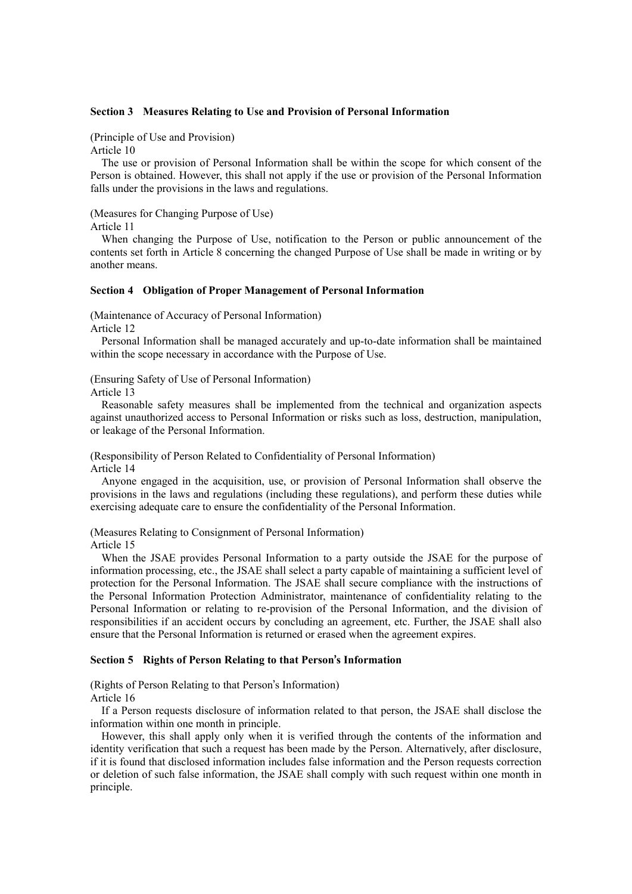### Section 3　Measures Relating to Use and Provision of Personal Information

(Principle of Use and Provision)

Article 10

The use or provision of Personal Information shall be within the scope for which consent of the Person is obtained. However, this shall not apply if the use or provision of the Personal Information falls under the provisions in the laws and regulations.

(Measures for Changing Purpose of Use)

Article 11

When changing the Purpose of Use, notification to the Person or public announcement of the contents set forth in Article 8 concerning the changed Purpose of Use shall be made in writing or by another means.

### Section 4　Obligation of Proper Management of Personal Information

(Maintenance of Accuracy of Personal Information)

Article 12

Personal Information shall be managed accurately and up-to-date information shall be maintained within the scope necessary in accordance with the Purpose of Use.

(Ensuring Safety of Use of Personal Information)

Article 13

Reasonable safety measures shall be implemented from the technical and organization aspects against unauthorized access to Personal Information or risks such as loss, destruction, manipulation, or leakage of the Personal Information.

(Responsibility of Person Related to Confidentiality of Personal Information)

Article 14

Anyone engaged in the acquisition, use, or provision of Personal Information shall observe the provisions in the laws and regulations (including these regulations), and perform these duties while exercising adequate care to ensure the confidentiality of the Personal Information.

(Measures Relating to Consignment of Personal Information)

Article 15

When the JSAE provides Personal Information to a party outside the JSAE for the purpose of information processing, etc., the JSAE shall select a party capable of maintaining a sufficient level of protection for the Personal Information. The JSAE shall secure compliance with the instructions of the Personal Information Protection Administrator, maintenance of confidentiality relating to the Personal Information or relating to re-provision of the Personal Information, and the division of responsibilities if an accident occurs by concluding an agreement, etc. Further, the JSAE shall also ensure that the Personal Information is returned or erased when the agreement expires.

### Section 5　Rights of Person Relating to that Person's Information

(Rights of Person Relating to that Person's Information)

Article 16

If a Person requests disclosure of information related to that person, the JSAE shall disclose the information within one month in principle.

However, this shall apply only when it is verified through the contents of the information and identity verification that such a request has been made by the Person. Alternatively, after disclosure, if it is found that disclosed information includes false information and the Person requests correction or deletion of such false information, the JSAE shall comply with such request within one month in principle.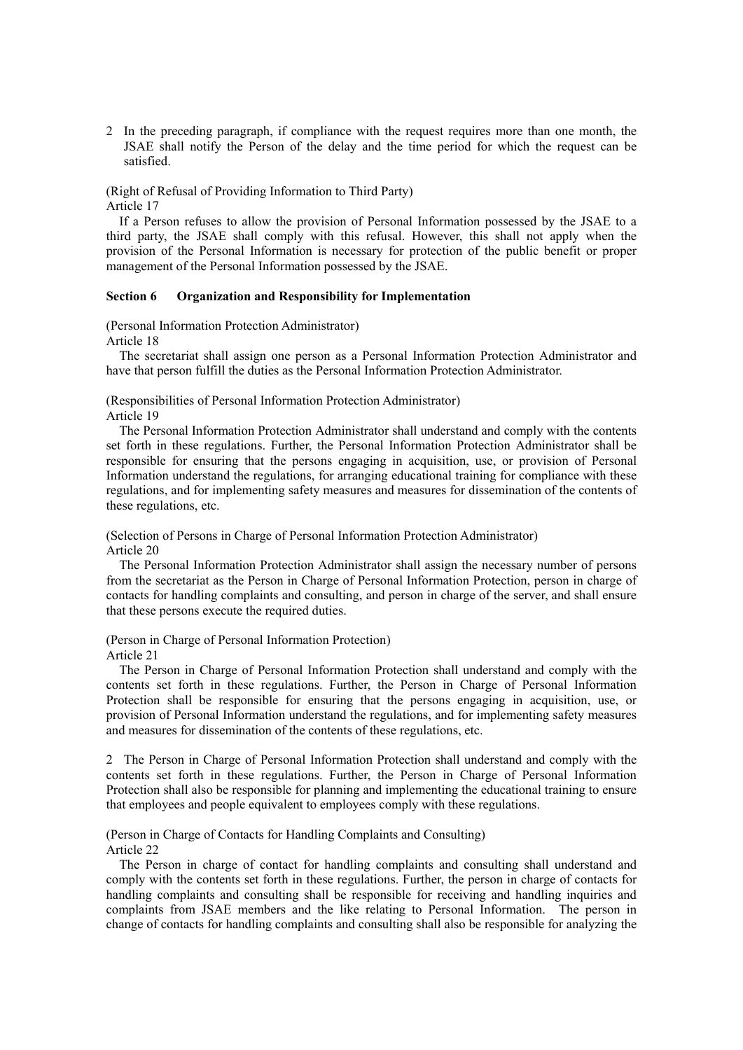2 In the preceding paragraph, if compliance with the request requires more than one month, the JSAE shall notify the Person of the delay and the time period for which the request can be satisfied.

(Right of Refusal of Providing Information to Third Party)
Article 17

If a Person refuses to allow the provision of Personal Information possessed by the JSAE to a third party, the JSAE shall comply with this refusal. However, this shall not apply when the provision of the Personal Information is necessary for protection of the public benefit or proper management of the Personal Information possessed by the JSAE.

### Section 6 Organization and Responsibility for Implementation

(Personal Information Protection Administrator)
Article 18

The secretariat shall assign one person as a Personal Information Protection Administrator and have that person fulfill the duties as the Personal Information Protection Administrator.

(Responsibilities of Personal Information Protection Administrator)
Article 19

The Personal Information Protection Administrator shall understand and comply with the contents set forth in these regulations. Further, the Personal Information Protection Administrator shall be responsible for ensuring that the persons engaging in acquisition, use, or provision of Personal Information understand the regulations, for arranging educational training for compliance with these regulations, and for implementing safety measures and measures for dissemination of the contents of these regulations, etc.

(Selection of Persons in Charge of Personal Information Protection Administrator)
Article 20

The Personal Information Protection Administrator shall assign the necessary number of persons from the secretariat as the Person in Charge of Personal Information Protection, person in charge of contacts for handling complaints and consulting, and person in charge of the server, and shall ensure that these persons execute the required duties.

(Person in Charge of Personal Information Protection)
Article 21

The Person in Charge of Personal Information Protection shall understand and comply with the contents set forth in these regulations. Further, the Person in Charge of Personal Information Protection shall be responsible for ensuring that the persons engaging in acquisition, use, or provision of Personal Information understand the regulations, and for implementing safety measures and measures for dissemination of the contents of these regulations, etc.

2 The Person in Charge of Personal Information Protection shall understand and comply with the contents set forth in these regulations. Further, the Person in Charge of Personal Information Protection shall also be responsible for planning and implementing the educational training to ensure that employees and people equivalent to employees comply with these regulations.

(Person in Charge of Contacts for Handling Complaints and Consulting)
Article 22

The Person in charge of contact for handling complaints and consulting shall understand and comply with the contents set forth in these regulations. Further, the person in charge of contacts for handling complaints and consulting shall be responsible for receiving and handling inquiries and complaints from JSAE members and the like relating to Personal Information. The person in change of contacts for handling complaints and consulting shall also be responsible for analyzing the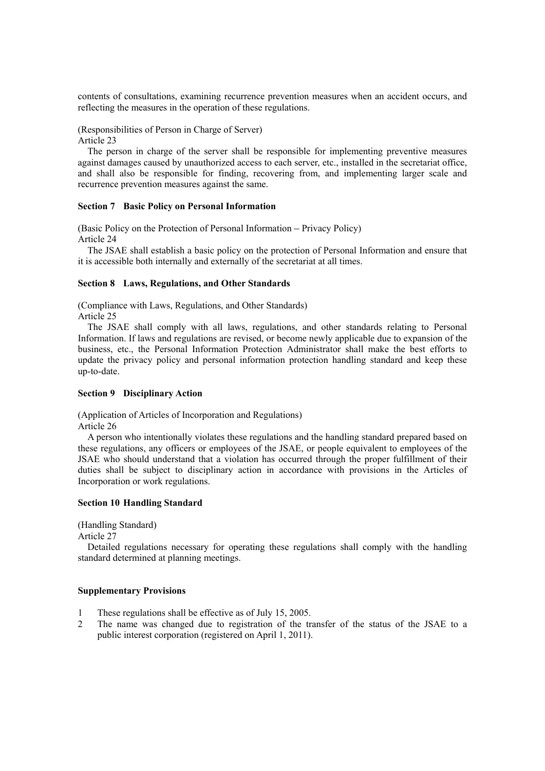contents of consultations, examining recurrence prevention measures when an accident occurs, and reflecting the measures in the operation of these regulations.

(Responsibilities of Person in Charge of Server)
Article 23

The person in charge of the server shall be responsible for implementing preventive measures against damages caused by unauthorized access to each server, etc., installed in the secretariat office, and shall also be responsible for finding, recovering from, and implementing larger scale and recurrence prevention measures against the same.

### Section 7 Basic Policy on Personal Information

(Basic Policy on the Protection of Personal Information – Privacy Policy)
Article 24

The JSAE shall establish a basic policy on the protection of Personal Information and ensure that it is accessible both internally and externally of the secretariat at all times.

### Section 8 Laws, Regulations, and Other Standards

(Compliance with Laws, Regulations, and Other Standards)
Article 25

The JSAE shall comply with all laws, regulations, and other standards relating to Personal Information. If laws and regulations are revised, or become newly applicable due to expansion of the business, etc., the Personal Information Protection Administrator shall make the best efforts to update the privacy policy and personal information protection handling standard and keep these up-to-date.

### Section 9 Disciplinary Action

(Application of Articles of Incorporation and Regulations)
Article 26

A person who intentionally violates these regulations and the handling standard prepared based on these regulations, any officers or employees of the JSAE, or people equivalent to employees of the JSAE who should understand that a violation has occurred through the proper fulfillment of their duties shall be subject to disciplinary action in accordance with provisions in the Articles of Incorporation or work regulations.

### Section 10 Handling Standard

(Handling Standard)
Article 27

Detailed regulations necessary for operating these regulations shall comply with the handling standard determined at planning meetings.

### Supplementary Provisions

1. These regulations shall be effective as of July 15, 2005.
2. The name was changed due to registration of the transfer of the status of the JSAE to a public interest corporation (registered on April 1, 2011).